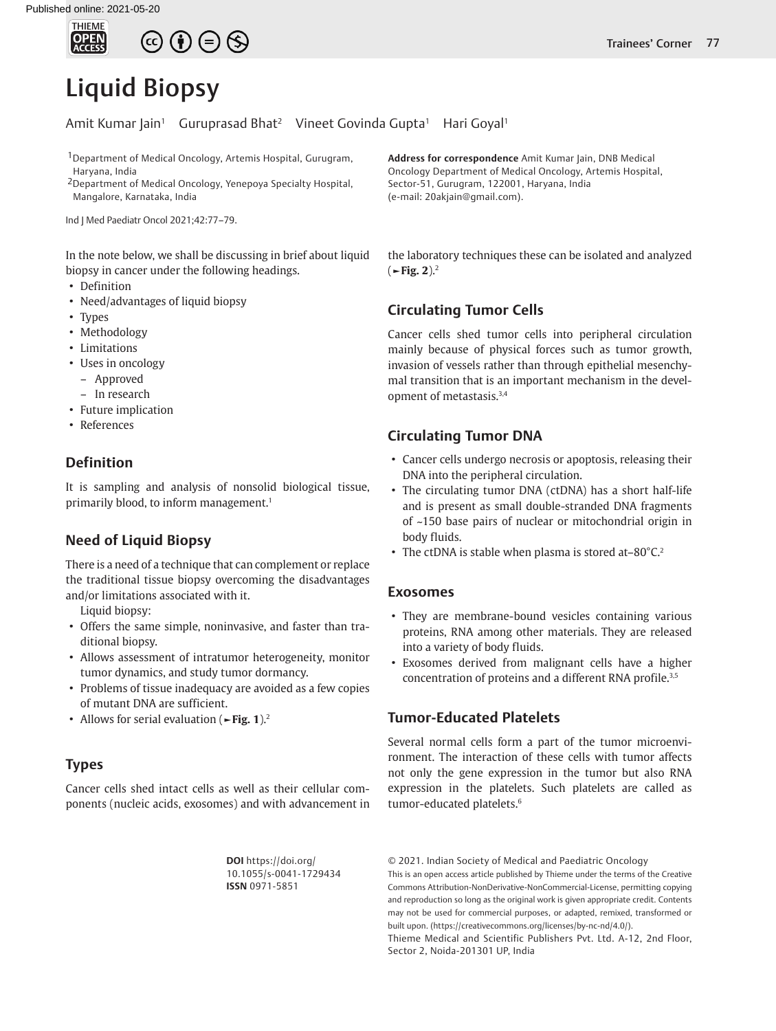# Liquid Biopsy

Amit Kumar Jain[1] Guruprasad Bhat[2] Vineet Govinda Gupta[1] Hari Goyal[1]

[1]Department of Medical Oncology, Artemis Hospital, Gurugram, Haryana, India
[2]Department of Medical Oncology, Yenepoya Specialty Hospital, Mangalore, Karnataka, India

**Address for correspondence** Amit Kumar Jain, DNB Medical Oncology Department of Medical Oncology, Artemis Hospital, Sector-51, Gurugram, 122001, Haryana, India (e-mail: 20akjain@gmail.com).

Ind J Med Paediatr Oncol 2021;42:77–79.

In the note below, we shall be discussing in brief about liquid biopsy in cancer under the following headings.

- Definition
- Need/advantages of liquid biopsy
- Types
- Methodology
- Limitations
- Uses in oncology
  - Approved
  - In research
- Future implication
- References

## Definition

It is sampling and analysis of nonsolid biological tissue, primarily blood, to inform management.[1]

## Need of Liquid Biopsy

There is a need of a technique that can complement or replace the traditional tissue biopsy overcoming the disadvantages and/or limitations associated with it.

Liquid biopsy:

- Offers the same simple, noninvasive, and faster than traditional biopsy.
- Allows assessment of intratumor heterogeneity, monitor tumor dynamics, and study tumor dormancy.
- Problems of tissue inadequacy are avoided as a few copies of mutant DNA are sufficient.
- Allows for serial evaluation (►**Fig. 1**).[2]

## Types

Cancer cells shed intact cells as well as their cellular components (nucleic acids, exosomes) and with advancement in the laboratory techniques these can be isolated and analyzed (►**Fig. 2**).[2]

## Circulating Tumor Cells

Cancer cells shed tumor cells into peripheral circulation mainly because of physical forces such as tumor growth, invasion of vessels rather than through epithelial mesenchymal transition that is an important mechanism in the development of metastasis.[3,4]

## Circulating Tumor DNA

- Cancer cells undergo necrosis or apoptosis, releasing their DNA into the peripheral circulation.
- The circulating tumor DNA (ctDNA) has a short half-life and is present as small double-stranded DNA fragments of ~150 base pairs of nuclear or mitochondrial origin in body fluids.
- The ctDNA is stable when plasma is stored at–80°C.[2]

## Exosomes

- They are membrane-bound vesicles containing various proteins, RNA among other materials. They are released into a variety of body fluids.
- Exosomes derived from malignant cells have a higher concentration of proteins and a different RNA profile.[3,5]

## Tumor-Educated Platelets

Several normal cells form a part of the tumor microenvironment. The interaction of these cells with tumor affects not only the gene expression in the tumor but also RNA expression in the platelets. Such platelets are called as tumor-educated platelets.[6]

**DOI** https://doi.org/10.1055/s-0041-1729434
**ISSN** 0971-5851

© 2021. Indian Society of Medical and Paediatric Oncology

This is an open access article published by Thieme under the terms of the Creative Commons Attribution-NonDerivative-NonCommercial-License, permitting copying and reproduction so long as the original work is given appropriate credit. Contents may not be used for commercial purposes, or adapted, remixed, transformed or built upon. (https://creativecommons.org/licenses/by-nc-nd/4.0/).

Thieme Medical and Scientific Publishers Pvt. Ltd. A-12, 2nd Floor, Sector 2, Noida-201301 UP, India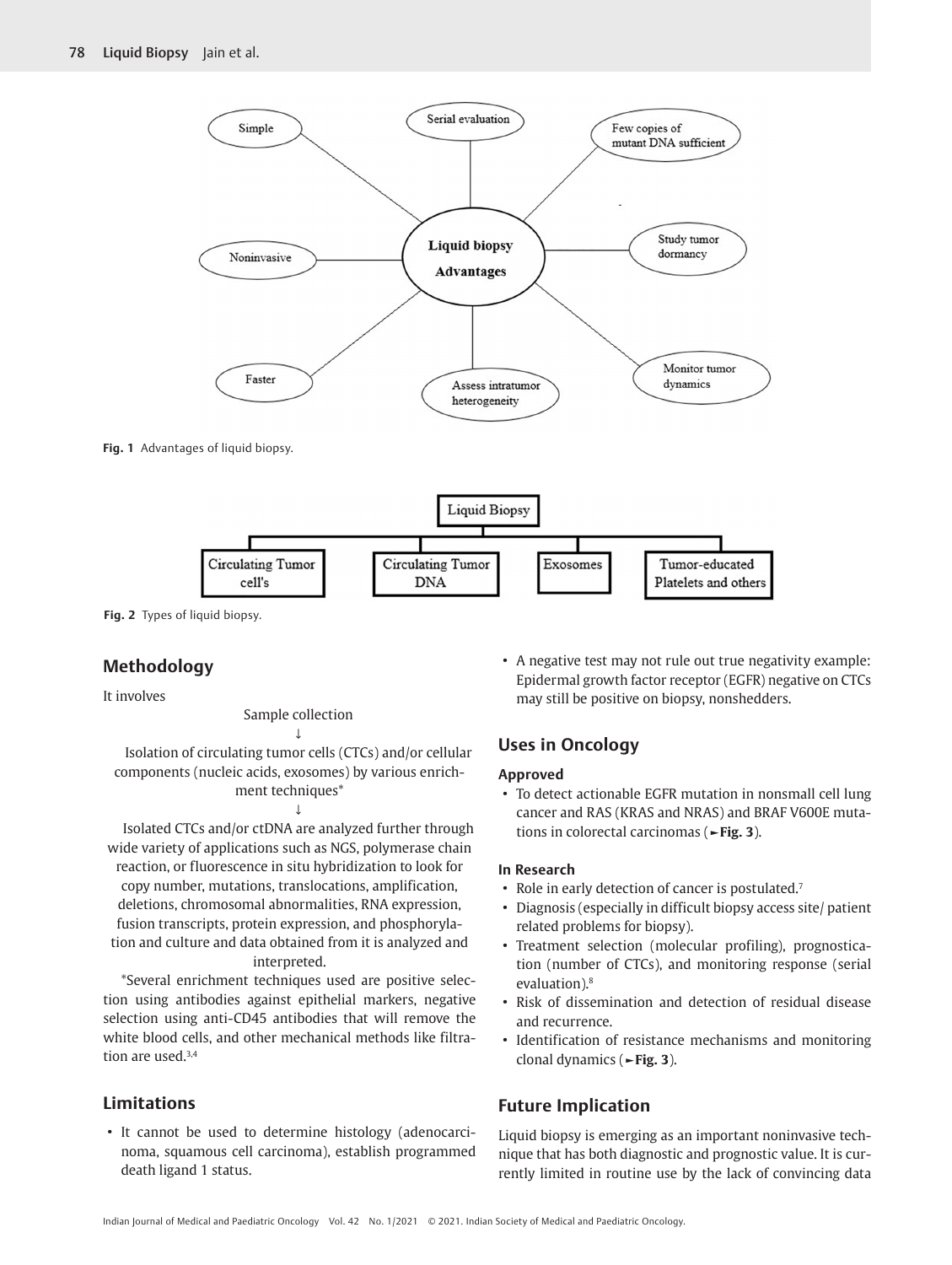Fig. 1 Advantages of liquid biopsy.

Fig. 2 Types of liquid biopsy.

## Methodology

It involves

Sample collection

↓

Isolation of circulating tumor cells (CTCs) and/or cellular components (nucleic acids, exosomes) by various enrichment techniques*

↓

Isolated CTCs and/or ctDNA are analyzed further through wide variety of applications such as NGS, polymerase chain reaction, or fluorescence in situ hybridization to look for copy number, mutations, translocations, amplification, deletions, chromosomal abnormalities, RNA expression, fusion transcripts, protein expression, and phosphorylation and culture and data obtained from it is analyzed and interpreted.

*Several enrichment techniques used are positive selection using antibodies against epithelial markers, negative selection using anti-CD45 antibodies that will remove the white blood cells, and other mechanical methods like filtration are used.[3,4]

## Limitations

- It cannot be used to determine histology (adenocarcinoma, squamous cell carcinoma), establish programmed death ligand 1 status.
- A negative test may not rule out true negativity example: Epidermal growth factor receptor (EGFR) negative on CTCs may still be positive on biopsy, nonshedders.

## Uses in Oncology

### Approved

- To detect actionable EGFR mutation in nonsmall cell lung cancer and RAS (KRAS and NRAS) and BRAF V600E mutations in colorectal carcinomas (►Fig. 3).

### In Research

- Role in early detection of cancer is postulated.[7]
- Diagnosis (especially in difficult biopsy access site/ patient related problems for biopsy).
- Treatment selection (molecular profiling), prognostication (number of CTCs), and monitoring response (serial evaluation).[8]
- Risk of dissemination and detection of residual disease and recurrence.
- Identification of resistance mechanisms and monitoring clonal dynamics (►Fig. 3).

## Future Implication

Liquid biopsy is emerging as an important noninvasive technique that has both diagnostic and prognostic value. It is currently limited in routine use by the lack of convincing data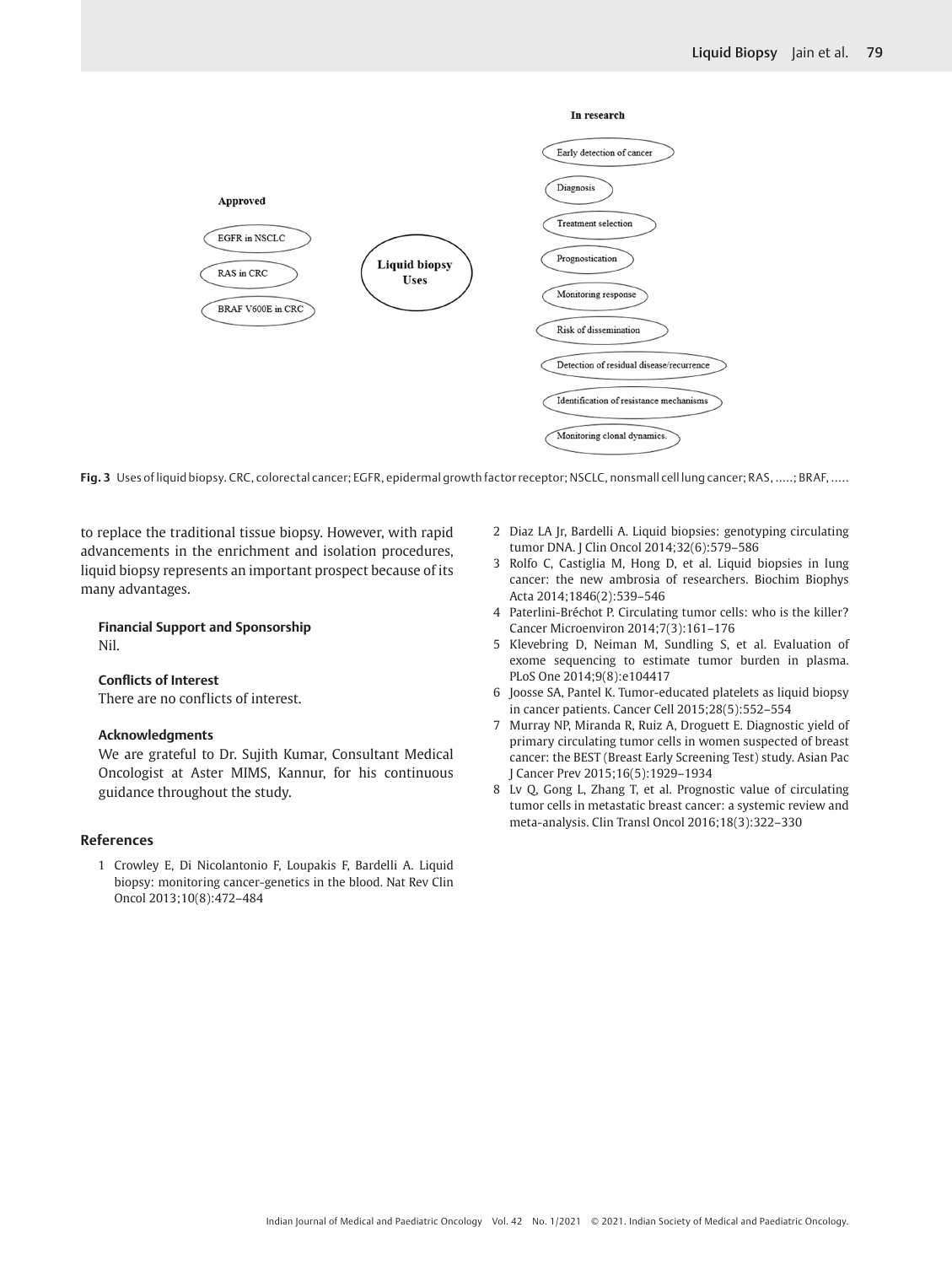In research

Early detection of cancer

Diagnosis

Treatment selection

Prognostication

Monitoring response

Risk of dissemination

Detection of residual disease/recurrence

Identification of resistance mechanisms

Monitoring clonal dynamics.

Approved

EGFR in NSCLC

RAS in CRC

BRAF V600E in CRC

Liquid biopsy Uses

**Fig. 3** Uses of liquid biopsy. CRC, colorectal cancer; EGFR, epidermal growth factor receptor; NSCLC, nonsmall cell lung cancer; RAS, .....; BRAF, .....

to replace the traditional tissue biopsy. However, with rapid advancements in the enrichment and isolation procedures, liquid biopsy represents an important prospect because of its many advantages.

**Financial Support and Sponsorship**

Nil.

**Conflicts of Interest**

There are no conflicts of interest.

**Acknowledgments**

We are grateful to Dr. Sujith Kumar, Consultant Medical Oncologist at Aster MIMS, Kannur, for his continuous guidance throughout the study.

## References

1. Crowley E, Di Nicolantonio F, Loupakis F, Bardelli A. Liquid biopsy: monitoring cancer-genetics in the blood. Nat Rev Clin Oncol 2013;10(8):472–484
2. Diaz LA Jr, Bardelli A. Liquid biopsies: genotyping circulating tumor DNA. J Clin Oncol 2014;32(6):579–586
3. Rolfo C, Castiglia M, Hong D, et al. Liquid biopsies in lung cancer: the new ambrosia of researchers. Biochim Biophys Acta 2014;1846(2):539–546
4. Paterlini-Bréchot P. Circulating tumor cells: who is the killer? Cancer Microenviron 2014;7(3):161–176
5. Klevebring D, Neiman M, Sundling S, et al. Evaluation of exome sequencing to estimate tumor burden in plasma. PLoS One 2014;9(8):e104417
6. Joosse SA, Pantel K. Tumor-educated platelets as liquid biopsy in cancer patients. Cancer Cell 2015;28(5):552–554
7. Murray NP, Miranda R, Ruiz A, Droguett E. Diagnostic yield of primary circulating tumor cells in women suspected of breast cancer: the BEST (Breast Early Screening Test) study. Asian Pac J Cancer Prev 2015;16(5):1929–1934
8. Lv Q, Gong L, Zhang T, et al. Prognostic value of circulating tumor cells in metastatic breast cancer: a systemic review and meta-analysis. Clin Transl Oncol 2016;18(3):322–330